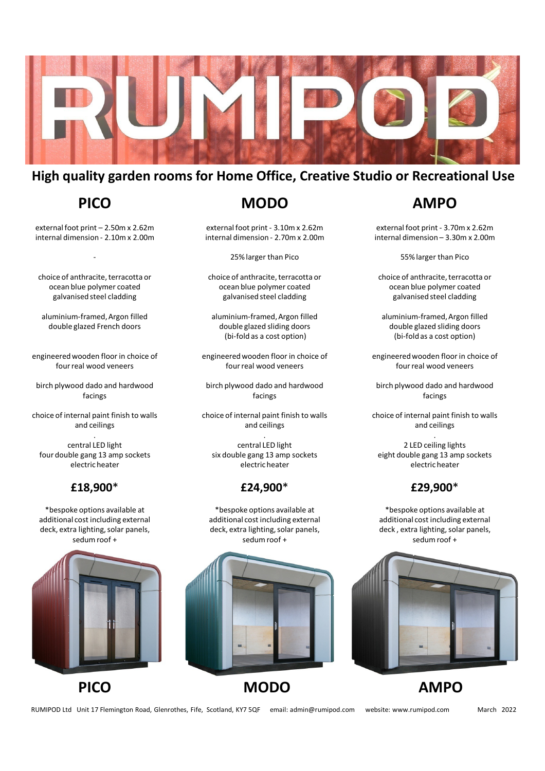# RUMIPOD

## High quality garden rooms for Home Office, Creative Studio or Recreational Use

## PICO

external foot print – 2.50m x 2.62m
internal dimension - 2.10m x 2.00m

-

choice of anthracite, terracotta or ocean blue polymer coated galvanised steel cladding

aluminium-framed, Argon filled double glazed French doors

engineered wooden floor in choice of four real wood veneers

birch plywood dado and hardwood facings

choice of internal paint finish to walls and ceilings

central LED light
four double gang 13 amp sockets
electric heater

**£18,900***

*bespoke options available at additional cost including external deck, extra lighting, solar panels, sedum roof +

## MODO

external foot print - 3.10m x 2.62m
internal dimension - 2.70m x 2.00m

25% larger than Pico

choice of anthracite, terracotta or ocean blue polymer coated galvanised steel cladding

aluminium-framed, Argon filled double glazed sliding doors (bi-fold as a cost option)

engineered wooden floor in choice of four real wood veneers

birch plywood dado and hardwood facings

choice of internal paint finish to walls and ceilings

central LED light
six double gang 13 amp sockets
electric heater

**£24,900***

*bespoke options available at additional cost including external deck, extra lighting, solar panels, sedum roof +

## AMPO

external foot print - 3.70m x 2.62m
internal dimension – 3.30m x 2.00m

55% larger than Pico

choice of anthracite, terracotta or ocean blue polymer coated galvanised steel cladding

aluminium-framed, Argon filled double glazed sliding doors (bi-fold as a cost option)

engineered wooden floor in choice of four real wood veneers

birch plywood dado and hardwood facings

choice of internal paint finish to walls and ceilings

2 LED ceiling lights
eight double gang 13 amp sockets
electric heater

**£29,900***

*bespoke options available at additional cost including external deck , extra lighting, solar panels, sedum roof +

**PICO** **MODO** **AMPO**

RUMIPOD Ltd Unit 17 Flemington Road, Glenrothes, Fife, Scotland, KY7 5QF email: admin@rumipod.com website: www.rumipod.com March 2022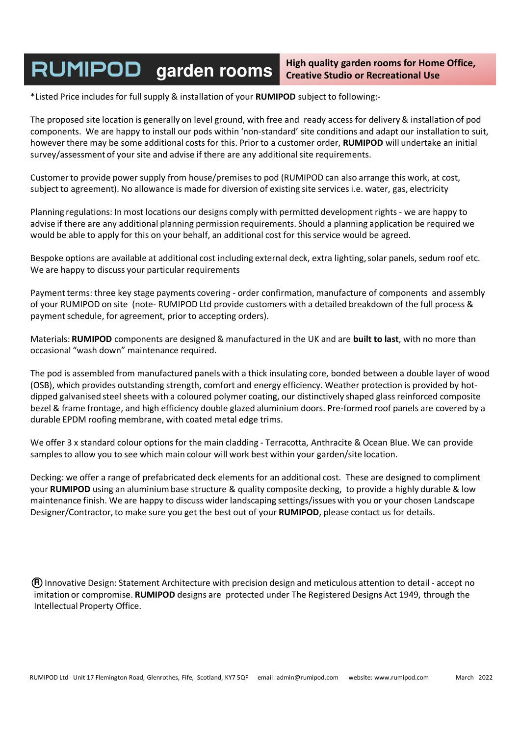# RUMIPOD garden rooms

**High quality garden rooms for Home Office, Creative Studio or Recreational Use**

*Listed Price includes for full supply & installation of your **RUMIPOD** subject to following:-

The proposed site location is generally on level ground, with free and ready access for delivery & installation of pod components. We are happy to install our pods within 'non-standard' site conditions and adapt our installation to suit, however there may be some additional costs for this. Prior to a customer order, **RUMIPOD** will undertake an initial survey/assessment of your site and advise if there are any additional site requirements.

Customer to provide power supply from house/premises to pod (RUMIPOD can also arrange this work, at cost, subject to agreement). No allowance is made for diversion of existing site services i.e. water, gas, electricity

Planning regulations: In most locations our designs comply with permitted development rights - we are happy to advise if there are any additional planning permission requirements. Should a planning application be required we would be able to apply for this on your behalf, an additional cost for this service would be agreed.

Bespoke options are available at additional cost including external deck, extra lighting, solar panels, sedum roof etc. We are happy to discuss your particular requirements

Payment terms: three key stage payments covering - order confirmation, manufacture of components and assembly of your RUMIPOD on site (note- RUMIPOD Ltd provide customers with a detailed breakdown of the full process & payment schedule, for agreement, prior to accepting orders).

Materials: **RUMIPOD** components are designed & manufactured in the UK and are **built to last**, with no more than occasional "wash down" maintenance required.

The pod is assembled from manufactured panels with a thick insulating core, bonded between a double layer of wood (OSB), which provides outstanding strength, comfort and energy efficiency. Weather protection is provided by hot-dipped galvanised steel sheets with a coloured polymer coating, our distinctively shaped glass reinforced composite bezel & frame frontage, and high efficiency double glazed aluminium doors. Pre-formed roof panels are covered by a durable EPDM roofing membrane, with coated metal edge trims.

We offer 3 x standard colour options for the main cladding - Terracotta, Anthracite & Ocean Blue. We can provide samples to allow you to see which main colour will work best within your garden/site location.

Decking: we offer a range of prefabricated deck elements for an additional cost. These are designed to compliment your **RUMIPOD** using an aluminium base structure & quality composite decking, to provide a highly durable & low maintenance finish. We are happy to discuss wider landscaping settings/issues with you or your chosen Landscape Designer/Contractor, to make sure you get the best out of your **RUMIPOD**, please contact us for details.

® Innovative Design: Statement Architecture with precision design and meticulous attention to detail - accept no imitation or compromise. **RUMIPOD** designs are protected under The Registered Designs Act 1949, through the Intellectual Property Office.

RUMIPOD Ltd Unit 17 Flemington Road, Glenrothes, Fife, Scotland, KY7 5QF email: admin@rumipod.com website: www.rumipod.com March 2022